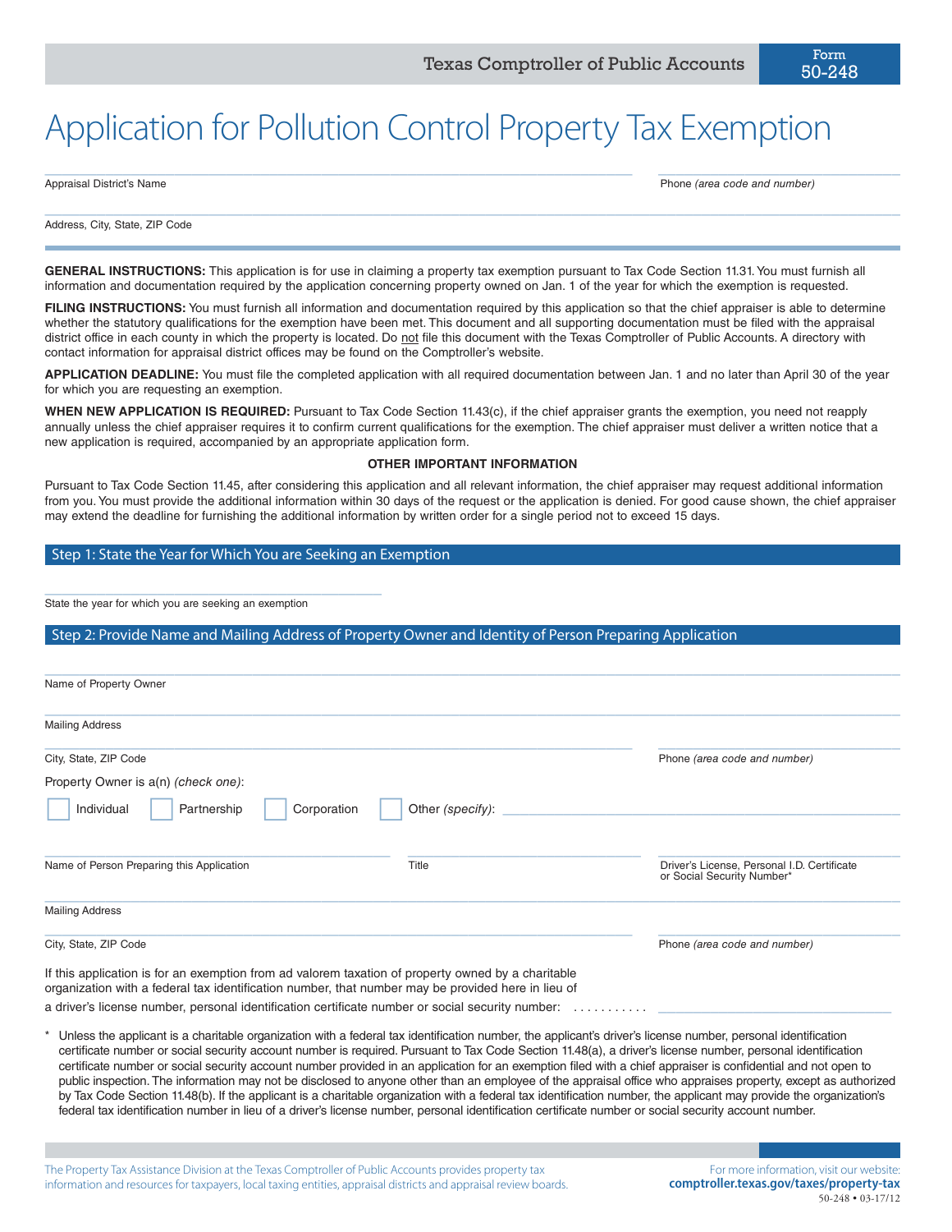Texas Comptroller of Public Accounts

Form 50-248

# Application for Pollution Control Property Tax Exemption

_______________________________________________ _______________________

Appraisal District's Name Phone *(area code and number)*

_______________________________________________

Address, City, State, ZIP Code

**GENERAL INSTRUCTIONS:** This application is for use in claiming a property tax exemption pursuant to Tax Code Section 11.31. You must furnish all information and documentation required by the application concerning property owned on Jan. 1 of the year for which the exemption is requested.

**FILING INSTRUCTIONS:** You must furnish all information and documentation required by this application so that the chief appraiser is able to determine whether the statutory qualifications for the exemption have been met. This document and all supporting documentation must be filed with the appraisal district office in each county in which the property is located. Do not file this document with the Texas Comptroller of Public Accounts. A directory with contact information for appraisal district offices may be found on the Comptroller's website.

**APPLICATION DEADLINE:** You must file the completed application with all required documentation between Jan. 1 and no later than April 30 of the year for which you are requesting an exemption.

**WHEN NEW APPLICATION IS REQUIRED:** Pursuant to Tax Code Section 11.43(c), if the chief appraiser grants the exemption, you need not reapply annually unless the chief appraiser requires it to confirm current qualifications for the exemption. The chief appraiser must deliver a written notice that a new application is required, accompanied by an appropriate application form.

**OTHER IMPORTANT INFORMATION**

Pursuant to Tax Code Section 11.45, after considering this application and all relevant information, the chief appraiser may request additional information from you. You must provide the additional information within 30 days of the request or the application is denied. For good cause shown, the chief appraiser may extend the deadline for furnishing the additional information by written order for a single period not to exceed 15 days.

## Step 1: State the Year for Which You are Seeking an Exemption

_______________________________

State the year for which you are seeking an exemption

## Step 2: Provide Name and Mailing Address of Property Owner and Identity of Person Preparing Application

_______________________________________________

Name of Property Owner

_______________________________________________

Mailing Address

_______________________________________________ _______________________

City, State, ZIP Code Phone *(area code and number)*

Property Owner is a(n) *(check one)*:

☐ Individual ☐ Partnership ☐ Corporation ☐ Other *(specify)*: _______________________

_______________________ _______________________ _______________________

Name of Person Preparing this Application Title Driver's License, Personal I.D. Certificate or Social Security Number*

_______________________________________________

Mailing Address

_______________________________________________ _______________________

City, State, ZIP Code Phone *(area code and number)*

If this application is for an exemption from ad valorem taxation of property owned by a charitable organization with a federal tax identification number, that number may be provided here in lieu of a driver's license number, personal identification certificate number or social security number: ........... _______________________

\* Unless the applicant is a charitable organization with a federal tax identification number, the applicant's driver's license number, personal identification certificate number or social security account number is required. Pursuant to Tax Code Section 11.48(a), a driver's license number, personal identification certificate number or social security account number provided in an application for an exemption filed with a chief appraiser is confidential and not open to public inspection. The information may not be disclosed to anyone other than an employee of the appraisal office who appraises property, except as authorized by Tax Code Section 11.48(b). If the applicant is a charitable organization with a federal tax identification number, the applicant may provide the organization's federal tax identification number in lieu of a driver's license number, personal identification certificate number or social security account number.

The Property Tax Assistance Division at the Texas Comptroller of Public Accounts provides property tax information and resources for taxpayers, local taxing entities, appraisal districts and appraisal review boards.

For more information, visit our website: **comptroller.texas.gov/taxes/property-tax**

50-248 • 03-17/12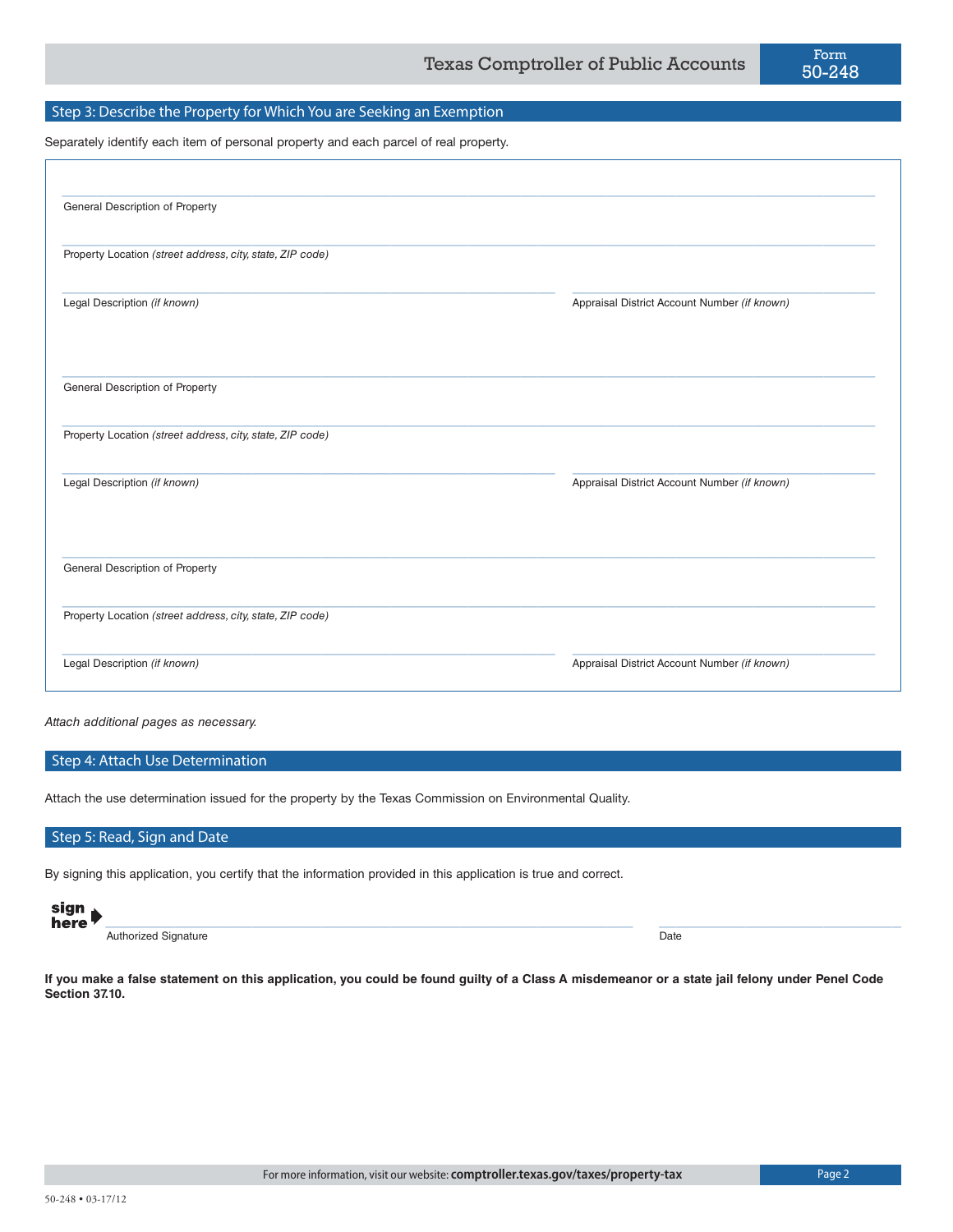## Step 3: Describe the Property for Which You are Seeking an Exemption

Separately identify each item of personal property and each parcel of real property.

General Description of Property

Property Location *(street address, city, state, ZIP code)*

Legal Description *(if known)*

Appraisal District Account Number *(if known)*

General Description of Property

Property Location *(street address, city, state, ZIP code)*

Legal Description *(if known)*

Appraisal District Account Number *(if known)*

General Description of Property

Property Location *(street address, city, state, ZIP code)*

Legal Description *(if known)*

Appraisal District Account Number *(if known)*

*Attach additional pages as necessary.*

## Step 4: Attach Use Determination

Attach the use determination issued for the property by the Texas Commission on Environmental Quality.

## Step 5: Read, Sign and Date

By signing this application, you certify that the information provided in this application is true and correct.

sign here

Authorized Signature

Date

**If you make a false statement on this application, you could be found guilty of a Class A misdemeanor or a state jail felony under Penel Code Section 37.10.**

For more information, visit our website: **comptroller.texas.gov/taxes/property-tax**

50-248 • 03-17/12